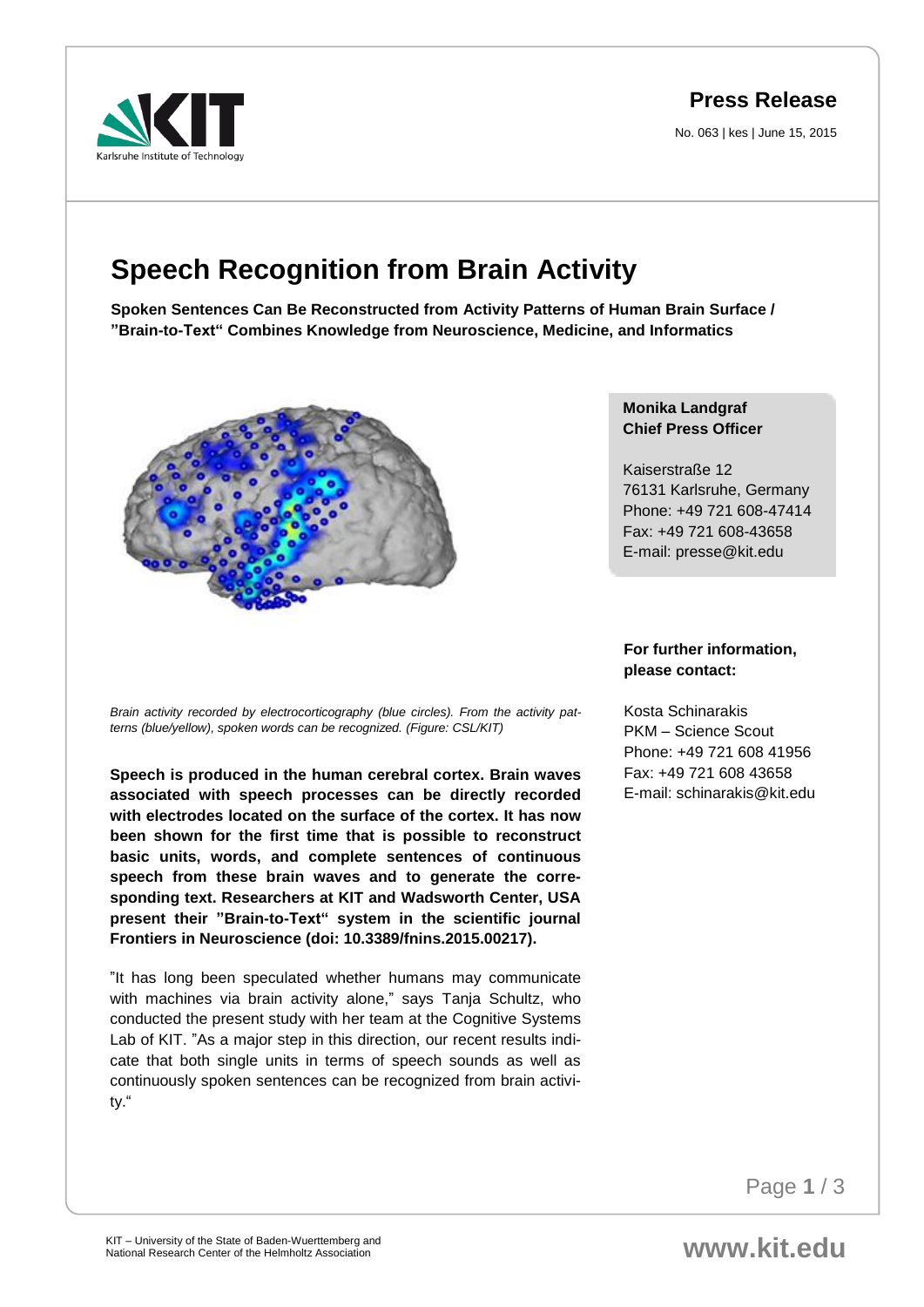**Press Release**

No. 063 | kes | June 15, 2015

# Speech Recognition from Brain Activity

**Spoken Sentences Can Be Reconstructed from Activity Patterns of Human Brain Surface / "Brain-to-Text" Combines Knowledge from Neuroscience, Medicine, and Informatics**

*Brain activity recorded by electrocorticography (blue circles). From the activity patterns (blue/yellow), spoken words can be recognized. (Figure: CSL/KIT)*

**Speech is produced in the human cerebral cortex. Brain waves associated with speech processes can be directly recorded with electrodes located on the surface of the cortex. It has now been shown for the first time that is possible to reconstruct basic units, words, and complete sentences of continuous speech from these brain waves and to generate the corresponding text. Researchers at KIT and Wadsworth Center, USA present their "Brain-to-Text" system in the scientific journal Frontiers in Neuroscience (doi: 10.3389/fnins.2015.00217).**

"It has long been speculated whether humans may communicate with machines via brain activity alone," says Tanja Schultz, who conducted the present study with her team at the Cognitive Systems Lab of KIT. "As a major step in this direction, our recent results indicate that both single units in terms of speech sounds as well as continuously spoken sentences can be recognized from brain activity."

**Monika Landgraf**
**Chief Press Officer**

Kaiserstraße 12
76131 Karlsruhe, Germany
Phone: +49 721 608-47414
Fax: +49 721 608-43658
E-mail: presse@kit.edu

**For further information, please contact:**

Kosta Schinarakis
PKM – Science Scout
Phone: +49 721 608 41956
Fax: +49 721 608 43658
E-mail: schinarakis@kit.edu

KIT – University of the State of Baden-Wuerttemberg and National Research Center of the Helmholtz Association

www.kit.edu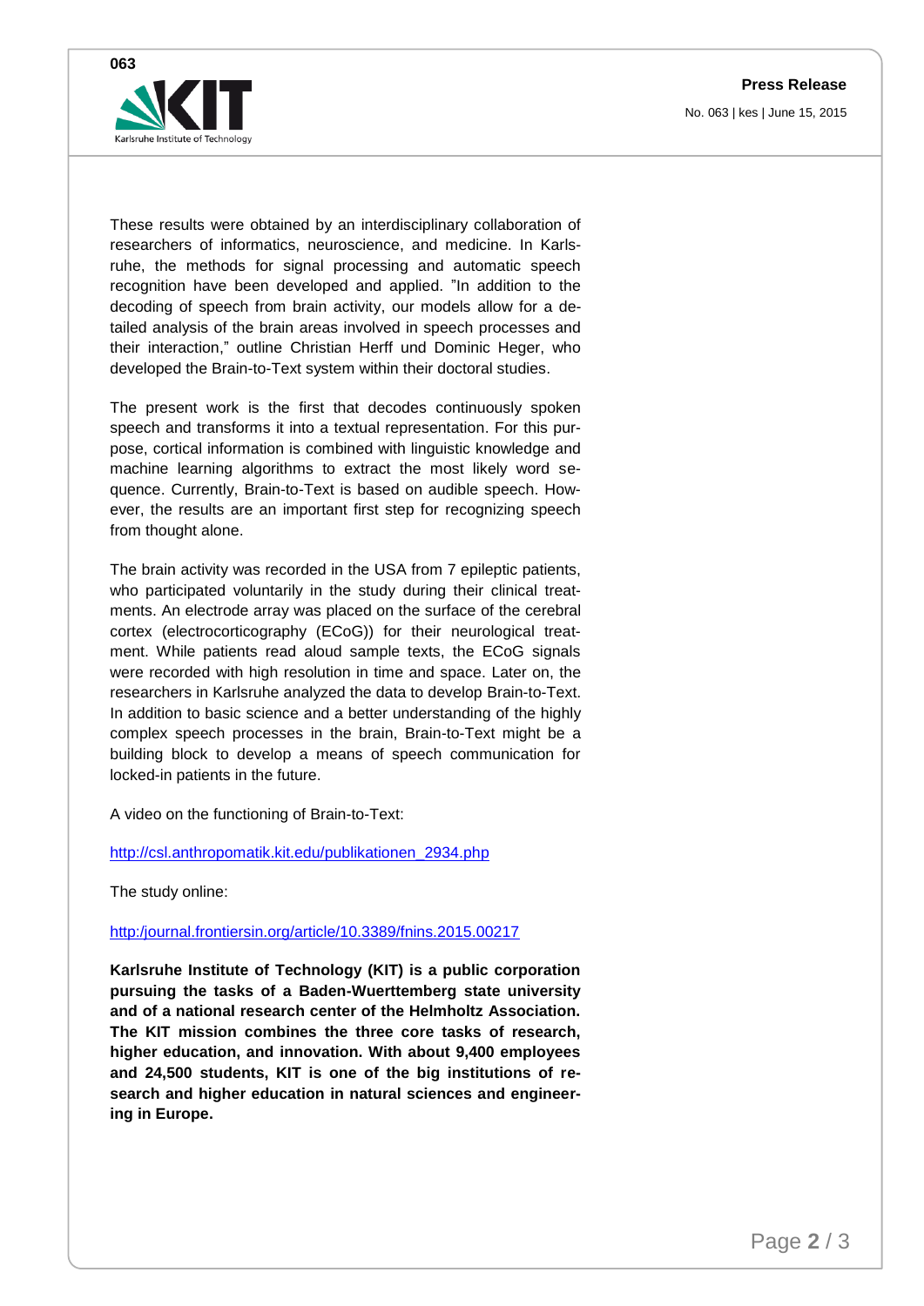These results were obtained by an interdisciplinary collaboration of researchers of informatics, neuroscience, and medicine. In Karlsruhe, the methods for signal processing and automatic speech recognition have been developed and applied. "In addition to the decoding of speech from brain activity, our models allow for a detailed analysis of the brain areas involved in speech processes and their interaction," outline Christian Herff und Dominic Heger, who developed the Brain-to-Text system within their doctoral studies.

The present work is the first that decodes continuously spoken speech and transforms it into a textual representation. For this purpose, cortical information is combined with linguistic knowledge and machine learning algorithms to extract the most likely word sequence. Currently, Brain-to-Text is based on audible speech. However, the results are an important first step for recognizing speech from thought alone.

The brain activity was recorded in the USA from 7 epileptic patients, who participated voluntarily in the study during their clinical treatments. An electrode array was placed on the surface of the cerebral cortex (electrocorticography (ECoG)) for their neurological treatment. While patients read aloud sample texts, the ECoG signals were recorded with high resolution in time and space. Later on, the researchers in Karlsruhe analyzed the data to develop Brain-to-Text. In addition to basic science and a better understanding of the highly complex speech processes in the brain, Brain-to-Text might be a building block to develop a means of speech communication for locked-in patients in the future.

A video on the functioning of Brain-to-Text:

http://csl.anthropomatik.kit.edu/publikationen_2934.php

The study online:

http:/journal.frontiersin.org/article/10.3389/fnins.2015.00217

**Karlsruhe Institute of Technology (KIT) is a public corporation pursuing the tasks of a Baden-Wuerttemberg state university and of a national research center of the Helmholtz Association. The KIT mission combines the three core tasks of research, higher education, and innovation. With about 9,400 employees and 24,500 students, KIT is one of the big institutions of research and higher education in natural sciences and engineering in Europe.**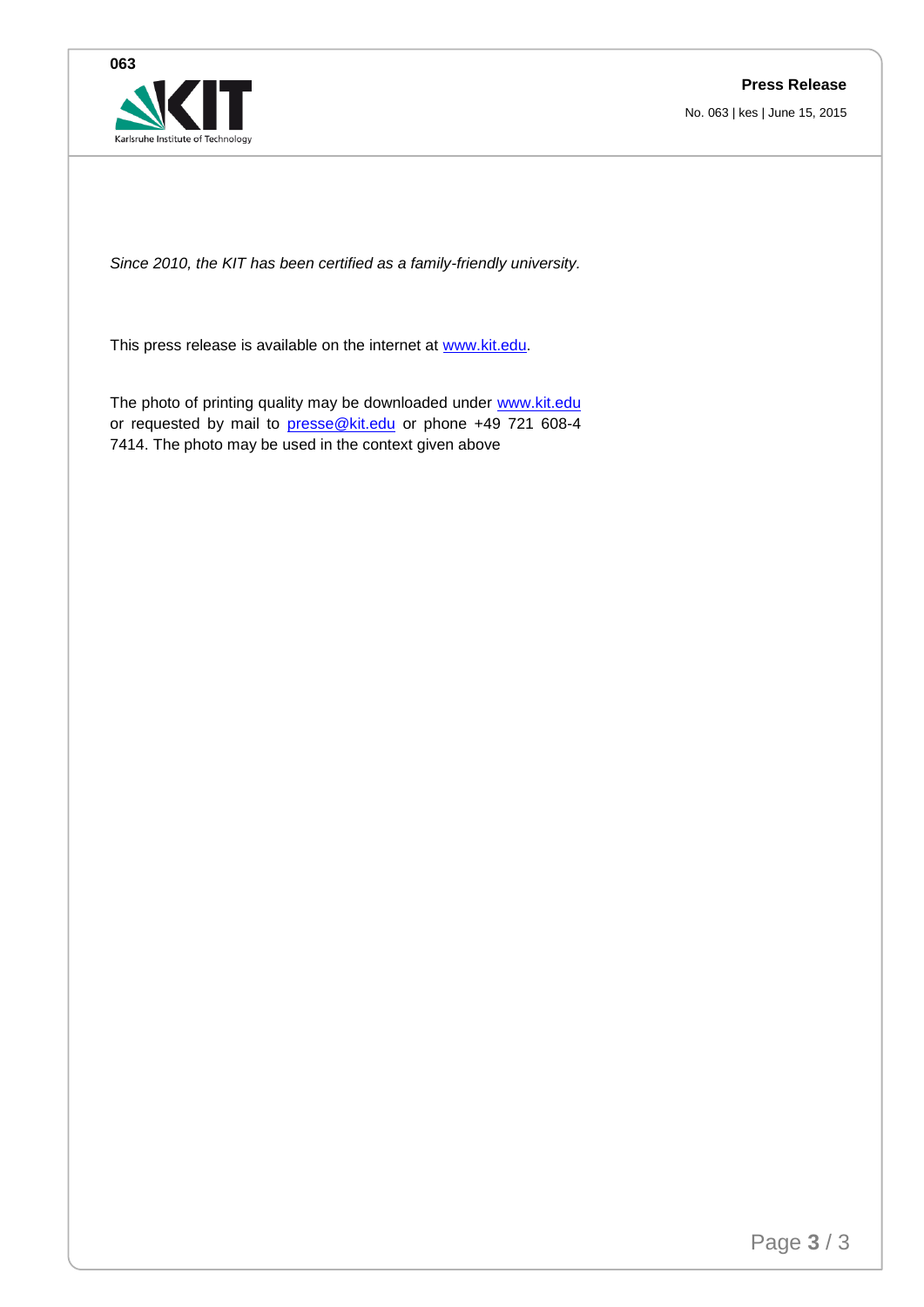*Since 2010, the KIT has been certified as a family-friendly university.*

This press release is available on the internet at www.kit.edu.

The photo of printing quality may be downloaded under www.kit.edu or requested by mail to presse@kit.edu or phone +49 721 608-4 7414. The photo may be used in the context given above